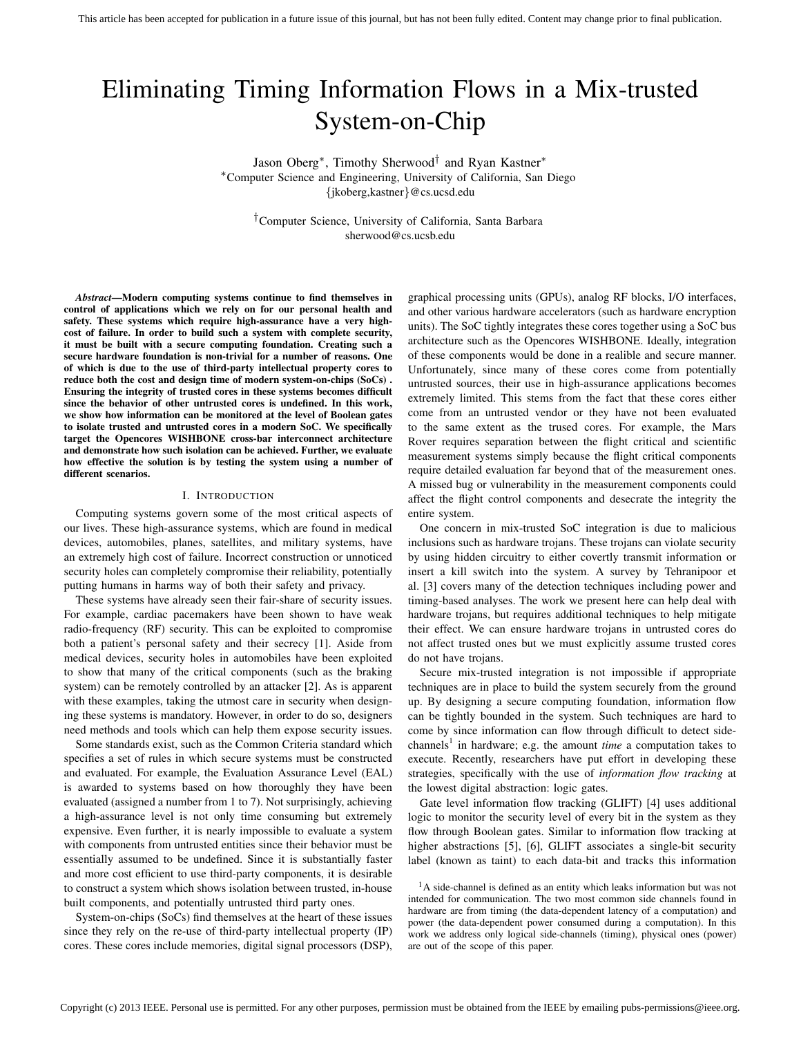# Eliminating Timing Information Flows in a Mix-trusted System-on-Chip

Jason Oberg*, Timothy Sherwood† and Ryan Kastner*

*Computer Science and Engineering, University of California, San Diego
{jkoberg,kastner}@cs.ucsd.edu

†Computer Science, University of California, Santa Barbara
sherwood@cs.ucsb.edu

***Abstract*—Modern computing systems continue to find themselves in control of applications which we rely on for our personal health and safety. These systems which require high-assurance have a very high-cost of failure. In order to build such a system with complete security, it must be built with a secure computing foundation. Creating such a secure hardware foundation is non-trivial for a number of reasons. One of which is due to the use of third-party intellectual property cores to reduce both the cost and design time of modern system-on-chips (SoCs) . Ensuring the integrity of trusted cores in these systems becomes difficult since the behavior of other untrusted cores is undefined. In this work, we show how information can be monitored at the level of Boolean gates to isolate trusted and untrusted cores in a modern SoC. We specifically target the Opencores WISHBONE cross-bar interconnect architecture and demonstrate how such isolation can be achieved. Further, we evaluate how effective the solution is by testing the system using a number of different scenarios.**

## I. Introduction

Computing systems govern some of the most critical aspects of our lives. These high-assurance systems, which are found in medical devices, automobiles, planes, satellites, and military systems, have an extremely high cost of failure. Incorrect construction or unnoticed security holes can completely compromise their reliability, potentially putting humans in harms way of both their safety and privacy.

These systems have already seen their fair-share of security issues. For example, cardiac pacemakers have been shown to have weak radio-frequency (RF) security. This can be exploited to compromise both a patient's personal safety and their secrecy [1]. Aside from medical devices, security holes in automobiles have been exploited to show that many of the critical components (such as the braking system) can be remotely controlled by an attacker [2]. As is apparent with these examples, taking the utmost care in security when designing these systems is mandatory. However, in order to do so, designers need methods and tools which can help them expose security issues.

Some standards exist, such as the Common Criteria standard which specifies a set of rules in which secure systems must be constructed and evaluated. For example, the Evaluation Assurance Level (EAL) is awarded to systems based on how thoroughly they have been evaluated (assigned a number from 1 to 7). Not surprisingly, achieving a high-assurance level is not only time consuming but extremely expensive. Even further, it is nearly impossible to evaluate a system with components from untrusted entities since their behavior must be essentially assumed to be undefined. Since it is substantially faster and more cost efficient to use third-party components, it is desirable to construct a system which shows isolation between trusted, in-house built components, and potentially untrusted third party ones.

System-on-chips (SoCs) find themselves at the heart of these issues since they rely on the re-use of third-party intellectual property (IP) cores. These cores include memories, digital signal processors (DSP), graphical processing units (GPUs), analog RF blocks, I/O interfaces, and other various hardware accelerators (such as hardware encryption units). The SoC tightly integrates these cores together using a SoC bus architecture such as the Opencores WISHBONE. Ideally, integration of these components would be done in a realible and secure manner. Unfortunately, since many of these cores come from potentially untrusted sources, their use in high-assurance applications becomes extremely limited. This stems from the fact that these cores either come from an untrusted vendor or they have not been evaluated to the same extent as the trused cores. For example, the Mars Rover requires separation between the flight critical and scientific measurement systems simply because the flight critical components require detailed evaluation far beyond that of the measurement ones. A missed bug or vulnerability in the measurement components could affect the flight control components and desecrate the integrity the entire system.

One concern in mix-trusted SoC integration is due to malicious inclusions such as hardware trojans. These trojans can violate security by using hidden circuitry to either covertly transmit information or insert a kill switch into the system. A survey by Tehranipoor et al. [3] covers many of the detection techniques including power and timing-based analyses. The work we present here can help deal with hardware trojans, but requires additional techniques to help mitigate their effect. We can ensure hardware trojans in untrusted cores do not affect trusted ones but we must explicitly assume trusted cores do not have trojans.

Secure mix-trusted integration is not impossible if appropriate techniques are in place to build the system securely from the ground up. By designing a secure computing foundation, information flow can be tightly bounded in the system. Such techniques are hard to come by since information can flow through difficult to detect side-channels[1] in hardware; e.g. the amount *time* a computation takes to execute. Recently, researchers have put effort in developing these strategies, specifically with the use of *information flow tracking* at the lowest digital abstraction: logic gates.

Gate level information flow tracking (GLIFT) [4] uses additional logic to monitor the security level of every bit in the system as they flow through Boolean gates. Similar to information flow tracking at higher abstractions [5], [6], GLIFT associates a single-bit security label (known as taint) to each data-bit and tracks this information

[1] A side-channel is defined as an entity which leaks information but was not intended for communication. The two most common side channels found in hardware are from timing (the data-dependent latency of a computation) and power (the data-dependent power consumed during a computation). In this work we address only logical side-channels (timing), physical ones (power) are out of the scope of this paper.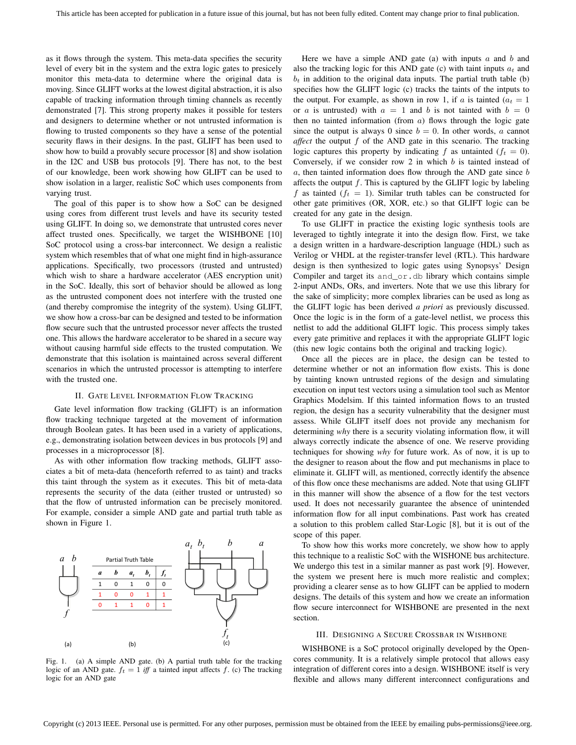as it flows through the system. This meta-data specifies the security level of every bit in the system and the extra logic gates to presicely monitor this meta-data to determine where the original data is moving. Since GLIFT works at the lowest digital abstraction, it is also capable of tracking information through timing channels as recently demonstrated [7]. This strong property makes it possible for testers and designers to determine whether or not untrusted information is flowing to trusted components so they have a sense of the potential security flaws in their designs. In the past, GLIFT has been used to show how to build a provably secure processor [8] and show isolation in the I2C and USB bus protocols [9]. There has not, to the best of our knowledge, been work showing how GLIFT can be used to show isolation in a larger, realistic SoC which uses components from varying trust.

The goal of this paper is to show how a SoC can be designed using cores from different trust levels and have its security tested using GLIFT. In doing so, we demonstrate that untrusted cores never affect trusted ones. Specifically, we target the WISHBONE [10] SoC protocol using a cross-bar interconnect. We design a realistic system which resembles that of what one might find in high-assurance applications. Specifically, two processors (trusted and untrusted) which wish to share a hardware accelerator (AES encryption unit) in the SoC. Ideally, this sort of behavior should be allowed as long as the untrusted component does not interfere with the trusted one (and thereby compromise the integrity of the system). Using GLIFT, we show how a cross-bar can be designed and tested to be information flow secure such that the untrusted processor never affects the trusted one. This allows the hardware accelerator to be shared in a secure way without causing harmful side effects to the trusted computation. We demonstrate that this isolation is maintained across several different scenarios in which the untrusted processor is attempting to interfere with the trusted one.

## II. Gate Level Information Flow Tracking

Gate level information flow tracking (GLIFT) is an information flow tracking technique targeted at the movement of information through Boolean gates. It has been used in a variety of applications, e.g., demonstrating isolation between devices in bus protocols [9] and processes in a microprocessor [8].

As with other information flow tracking methods, GLIFT associates a bit of meta-data (henceforth referred to as taint) and tracks this taint through the system as it executes. This bit of meta-data represents the security of the data (either trusted or untrusted) so that the flow of untrusted information can be precisely monitored. For example, consider a simple AND gate and partial truth table as shown in Figure 1.

Partial Truth Table

| $a$ | $b$ | $a_t$ | $b_t$ | $f_t$ |
|---|---|---|---|---|
| 1 | 0 | 1 | 0 | 0 |
| 1 | 0 | 0 | 1 | 1 |
| 0 | 1 | 1 | 0 | 1 |

Fig. 1. (a) A simple AND gate. (b) A partial truth table for the tracking logic of an AND gate. $f_t = 1$ *iff* a tainted input affects $f$. (c) The tracking logic for an AND gate

Here we have a simple AND gate (a) with inputs $a$ and $b$ and also the tracking logic for this AND gate (c) with taint inputs $a_t$ and $b_t$ in addition to the original data inputs. The partial truth table (b) specifies how the GLIFT logic (c) tracks the taints of the intputs to the output. For example, as shown in row 1, if $a$ is tainted ($a_t = 1$ or $a$ is untrusted) with $a = 1$ and $b$ is not tainted with $b = 0$ then no tainted information (from $a$) flows through the logic gate since the output is always 0 since $b = 0$. In other words, $a$ cannot *affect* the output $f$ of the AND gate in this scenario. The tracking logic captures this property by indicating $f$ as untainted ($f_t = 0$). Conversely, if we consider row 2 in which $b$ is tainted instead of $a$, then tainted information does flow through the AND gate since $b$ affects the output $f$. This is captured by the GLIFT logic by labeling $f$ as tainted ($f_t = 1$). Similar truth tables can be constructed for other gate primitives (OR, XOR, etc.) so that GLIFT logic can be created for any gate in the design.

To use GLIFT in practice the existing logic synthesis tools are leveraged to tightly integrate it into the design flow. First, we take a design written in a hardware-description language (HDL) such as Verilog or VHDL at the register-transfer level (RTL). This hardware design is then synthesized to logic gates using Synopsys' Design Compiler and target its `and_or.db` library which contains simple 2-input ANDs, ORs, and inverters. Note that we use this library for the sake of simplicity; more complex libraries can be used as long as the GLIFT logic has been derived *a priori* as previously discussed. Once the logic is in the form of a gate-level netlist, we process this netlist to add the additional GLIFT logic. This process simply takes every gate primitive and replaces it with the appropriate GLIFT logic (this new logic contains both the original and tracking logic).

Once all the pieces are in place, the design can be tested to determine whether or not an information flow exists. This is done by tainting known untrusted regions of the design and simulating execution on input test vectors using a simulation tool such as Mentor Graphics Modelsim. If this tainted information flows to an trusted region, the design has a security vulnerability that the designer must assess. While GLIFT itself does not provide any mechanism for determining *why* there is a security violating information flow, it will always correctly indicate the absence of one. We reserve providing techniques for showing *why* for future work. As of now, it is up to the designer to reason about the flow and put mechanisms in place to eliminate it. GLIFT will, as mentioned, correctly identify the absence of this flow once these mechanisms are added. Note that using GLIFT in this manner will show the absence of a flow for the test vectors used. It does not necessarily guarantee the absence of unintended information flow for all input combinations. Past work has created a solution to this problem called Star-Logic [8], but it is out of the scope of this paper.

To show how this works more concretely, we show how to apply this technique to a realistic SoC with the WISHONE bus architecture. We undergo this test in a similar manner as past work [9]. However, the system we present here is much more realistic and complex; providing a clearer sense as to how GLIFT can be applied to modern designs. The details of this system and how we create an information flow secure interconnect for WISHBONE are presented in the next section.

## III. Designing a Secure Crossbar in Wishbone

WISHBONE is a SoC protocol originally developed by the Opencores community. It is a relatively simple protocol that allows easy integration of different cores into a design. WISHBONE itself is very flexible and allows many different interconnect configurations and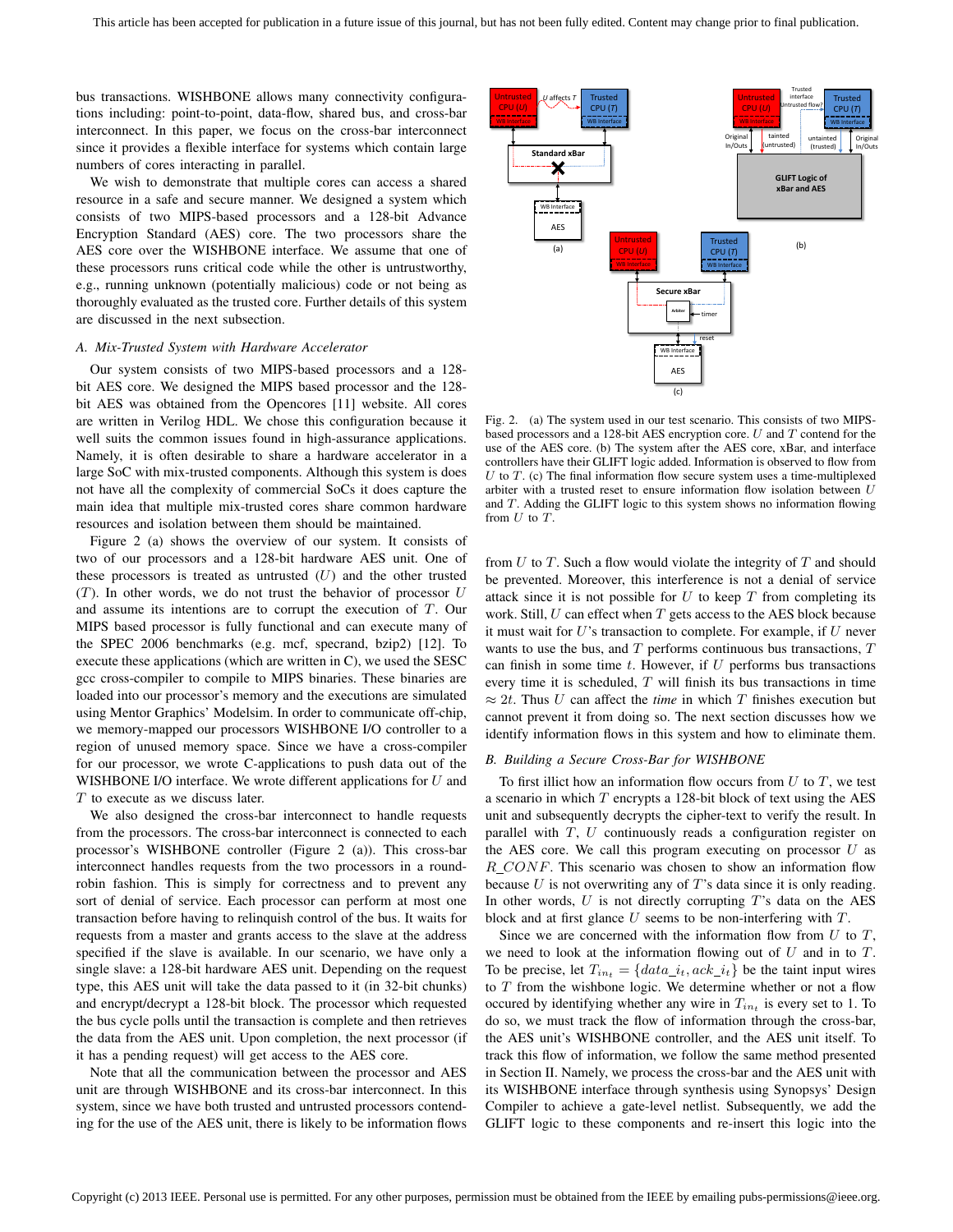bus transactions. WISHBONE allows many connectivity configurations including: point-to-point, data-flow, shared bus, and cross-bar interconnect. In this paper, we focus on the cross-bar interconnect since it provides a flexible interface for systems which contain large numbers of cores interacting in parallel.

We wish to demonstrate that multiple cores can access a shared resource in a safe and secure manner. We designed a system which consists of two MIPS-based processors and a 128-bit Advance Encryption Standard (AES) core. The two processors share the AES core over the WISHBONE interface. We assume that one of these processors runs critical code while the other is untrustworthy, e.g., running unknown (potentially malicious) code or not being as thoroughly evaluated as the trusted core. Further details of this system are discussed in the next subsection.

### *A. Mix-Trusted System with Hardware Accelerator*

Our system consists of two MIPS-based processors and a 128-bit AES core. We designed the MIPS based processor and the 128-bit AES was obtained from the Opencores [11] website. All cores are written in Verilog HDL. We chose this configuration because it well suits the common issues found in high-assurance applications. Namely, it is often desirable to share a hardware accelerator in a large SoC with mix-trusted components. Although this system is does not have all the complexity of commercial SoCs it does capture the main idea that multiple mix-trusted cores share common hardware resources and isolation between them should be maintained.

Figure 2 (a) shows the overview of our system. It consists of two of our processors and a 128-bit hardware AES unit. One of these processors is treated as untrusted ($U$) and the other trusted ($T$). In other words, we do not trust the behavior of processor $U$ and assume its intentions are to corrupt the execution of $T$. Our MIPS based processor is fully functional and can execute many of the SPEC 2006 benchmarks (e.g. mcf, specrand, bzip2) [12]. To execute these applications (which are written in C), we used the SESC gcc cross-compiler to compile to MIPS binaries. These binaries are loaded into our processor's memory and the executions are simulated using Mentor Graphics' Modelsim. In order to communicate off-chip, we memory-mapped our processors WISHBONE I/O controller to a region of unused memory space. Since we have a cross-compiler for our processor, we wrote C-applications to push data out of the WISHBONE I/O interface. We wrote different applications for $U$ and $T$ to execute as we discuss later.

We also designed the cross-bar interconnect to handle requests from the processors. The cross-bar interconnect is connected to each processor's WISHBONE controller (Figure 2 (a)). This cross-bar interconnect handles requests from the two processors in a round-robin fashion. This is simply for correctness and to prevent any sort of denial of service. Each processor can perform at most one transaction before having to relinquish control of the bus. It waits for requests from a master and grants access to the slave at the address specified if the slave is available. In our scenario, we have only a single slave: a 128-bit hardware AES unit. Depending on the request type, this AES unit will take the data passed to it (in 32-bit chunks) and encrypt/decrypt a 128-bit block. The processor which requested the bus cycle polls until the transaction is complete and then retrieves the data from the AES unit. Upon completion, the next processor (if it has a pending request) will get access to the AES core.

Note that all the communication between the processor and AES unit are through WISHBONE and its cross-bar interconnect. In this system, since we have both trusted and untrusted processors contending for the use of the AES unit, there is likely to be information flows

Fig. 2. (a) The system used in our test scenario. This consists of two MIPS-based processors and a 128-bit AES encryption core. $U$ and $T$ contend for the use of the AES core. (b) The system after the AES core, xBar, and interface controllers have their GLIFT logic added. Information is observed to flow from $U$ to $T$. (c) The final information flow secure system uses a time-multiplexed arbiter with a trusted reset to ensure information flow isolation between $U$ and $T$. Adding the GLIFT logic to this system shows no information flowing from $U$ to $T$.

from $U$ to $T$. Such a flow would violate the integrity of $T$ and should be prevented. Moreover, this interference is not a denial of service attack since it is not possible for $U$ to keep $T$ from completing its work. Still, $U$ can effect when $T$ gets access to the AES block because it must wait for $U$'s transaction to complete. For example, if $U$ never wants to use the bus, and $T$ performs continuous bus transactions, $T$ can finish in some time $t$. However, if $U$ performs bus transactions every time it is scheduled, $T$ will finish its bus transactions in time $\approx 2t$. Thus $U$ can affect the *time* in which $T$ finishes execution but cannot prevent it from doing so. The next section discusses how we identify information flows in this system and how to eliminate them.

### *B. Building a Secure Cross-Bar for WISHBONE*

To first illict how an information flow occurs from $U$ to $T$, we test a scenario in which $T$ encrypts a 128-bit block of text using the AES unit and subsequently decrypts the cipher-text to verify the result. In parallel with $T$, $U$ continuously reads a configuration register on the AES core. We call this program executing on processor $U$ as $R\_CONF$. This scenario was chosen to show an information flow because $U$ is not overwriting any of $T$'s data since it is only reading. In other words, $U$ is not directly corrupting $T$'s data on the AES block and at first glance $U$ seems to be non-interfering with $T$.

Since we are concerned with the information flow from $U$ to $T$, we need to look at the information flowing out of $U$ and in to $T$. To be precise, let $T_{in_t} = \{data\_i_t, ack\_i_t\}$ be the taint input wires to $T$ from the wishbone logic. We determine whether or not a flow occured by identifying whether any wire in $T_{in_t}$ is every set to 1. To do so, we must track the flow of information through the cross-bar, the AES unit's WISHBONE controller, and the AES unit itself. To track this flow of information, we follow the same method presented in Section II. Namely, we process the cross-bar and the AES unit with its WISHBONE interface through synthesis using Synopsys' Design Compiler to achieve a gate-level netlist. Subsequently, we add the GLIFT logic to these components and re-insert this logic into the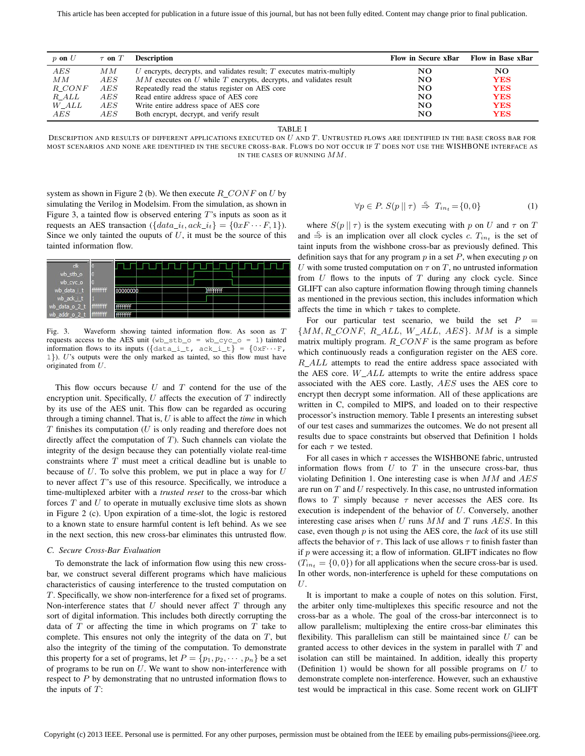| $p$ on $U$ | $\tau$ on $T$ | Description | Flow in Secure xBar | Flow in Base xBar |
|---|---|---|---|---|
| $AES$ | $MM$ | $U$ encrypts, decrypts, and validates result; $T$ executes matrix-multiply | NO | NO |
| $MM$ | $AES$ | $MM$ executes on $U$ while $T$ encrypts, decrypts, and validates result | NO | YES |
| $R\_CONF$ | $AES$ | Repeatedly read the status register on AES core | NO | YES |
| $R\_ALL$ | $AES$ | Read entire address space of AES core | NO | YES |
| $W\_ALL$ | $AES$ | Write entire address space of AES core | NO | YES |
| $AES$ | $AES$ | Both encrypt, decrypt, and verify result | NO | YES |

TABLE I
DESCRIPTION AND RESULTS OF DIFFERENT APPLICATIONS EXECUTED ON $U$ AND $T$. UNTRUSTED FLOWS ARE IDENTIFIED IN THE BASE CROSS BAR FOR MOST SCENARIOS AND NONE ARE IDENTIFIED IN THE SECURE CROSS-BAR. FLOWS DO NOT OCCUR IF $T$ DOES NOT USE THE WISHBONE INTERFACE AS IN THE CASES OF RUNNING $MM$.

system as shown in Figure 2 (b). We then execute $R\_CONF$ on $U$ by simulating the Verilog in Modelsim. From the simulation, as shown in Figure 3, a tainted flow is observed entering $T$'s inputs as soon as it requests an AES transaction ($\{data\_i_t, ack\_i_t\} = \{0xF \cdots F, 1\}$). Since we only tainted the ouputs of $U$, it must be the source of this tainted information flow.

Fig. 3. Waveform showing tainted information flow. As soon as $T$ requests access to the AES unit (wb_stb_o = wb_cyc_o = 1) tainted information flows to its inputs ({data_i_t, ack_i_t} = {0xF···F, 1}). $U$'s outputs were the only marked as tainted, so this flow must have originated from $U$.

This flow occurs because $U$ and $T$ contend for the use of the encryption unit. Specifically, $U$ affects the execution of $T$ indirectly by its use of the AES unit. This flow can be regarded as occuring through a timing channel. That is, $U$ is able to affect the *time* in which $T$ finishes its computation ($U$ is only reading and therefore does not directly affect the computation of $T$). Such channels can violate the integrity of the design because they can potentially violate real-time constraints where $T$ must meet a critical deadline but is unable to because of $U$. To solve this problem, we put in place a way for $U$ to never affect $T$'s use of this resource. Specifically, we introduce a time-multiplexed arbiter with a *trusted reset* to the cross-bar which forces $T$ and $U$ to operate in mutually exclusive time slots as shown in Figure 2 (c). Upon expiration of a time-slot, the logic is restored to a known state to ensure harmful content is left behind. As we see in the next section, this new cross-bar eliminates this untrusted flow.

### C. Secure Cross-Bar Evaluation

To demonstrate the lack of information flow using this new cross-bar, we construct several different programs which have malicious characteristics of causing interference to the trusted computation on $T$. Specifically, we show non-interference for a fixed set of programs. Non-interference states that $U$ should never affect $T$ through any sort of digital information. This includes both directly corrupting the data of $T$ or affecting the time in which programs on $T$ take to complete. This ensures not only the integrity of the data on $T$, but also the integrity of the timing of the computation. To demonstrate this property for a set of programs, let $P = \{p_1, p_2, \cdots, p_n\}$ be a set of programs to be run on $U$. We want to show non-interference with respect to $P$ by demonstrating that no untrusted information flows to the inputs of $T$:

$$\forall p \in P.\ S(p \,||\, \tau) \overset{c}{\Rightarrow} T_{in_t} = \{0, 0\} \tag{1}$$

where $S(p \,||\, \tau)$ is the system executing with $p$ on $U$ and $\tau$ on $T$ and $\overset{c}{\Rightarrow}$ is an implication over all clock cycles $c$. $T_{in_t}$ is the set of taint inputs from the wishbone cross-bar as previously defined. This definition says that for any program $p$ in a set $P$, when executing $p$ on $U$ with some trusted computation on $\tau$ on $T$, no untrusted information from $U$ flows to the inputs of $T$ during any clock cycle. Since GLIFT can also capture information flowing through timing channels as mentioned in the previous section, this includes information which affects the time in which $\tau$ takes to complete.

For our particular test scenario, we build the set $P = \{MM, R\_CONF, R\_ALL, W\_ALL, AES\}$. $MM$ is a simple matrix multiply program. $R\_CONF$ is the same program as before which continuously reads a configuration register on the AES core. $R\_ALL$ attempts to read the entire address space associated with the AES core. $W\_ALL$ attempts to write the entire address space associated with the AES core. Lastly, $AES$ uses the AES core to encrypt then decrypt some information. All of these applications are written in C, compiled to MIPS, and loaded on to their respective processor's instruction memory. Table I presents an interesting subset of our test cases and summarizes the outcomes. We do not present all results due to space constraints but observed that Definition 1 holds for each $\tau$ we tested.

For all cases in which $\tau$ accesses the WISHBONE fabric, untrusted information flows from $U$ to $T$ in the unsecure cross-bar, thus violating Definition 1. One interesting case is when $MM$ and $AES$ are run on $T$ and $U$ respectively. In this case, no untrusted information flows to $T$ simply because $\tau$ never accesses the AES core. Its execution is independent of the behavior of $U$. Conversely, another interesting case arises when $U$ runs $MM$ and $T$ runs $AES$. In this case, even though $p$ is not using the AES core, the *lack* of its use still affects the behavior of $\tau$. This lack of use allows $\tau$ to finish faster than if $p$ were accessing it; a flow of information. GLIFT indicates no flow ($T_{in_t} = \{0, 0\}$) for all applications when the secure cross-bar is used. In other words, non-interference is upheld for these computations on $U$.

It is important to make a couple of notes on this solution. First, the arbiter only time-multiplexes this specific resource and not the cross-bar as a whole. The goal of the cross-bar interconnect is to allow parallelism; multiplexing the entire cross-bar eliminates this flexibility. This parallelism can still be maintained since $U$ can be granted access to other devices in the system in parallel with $T$ and isolation can still be maintained. In addition, ideally this property (Definition 1) would be shown for all possible programs on $U$ to demonstrate complete non-interference. However, such an exhaustive test would be impractical in this case. Some recent work on GLIFT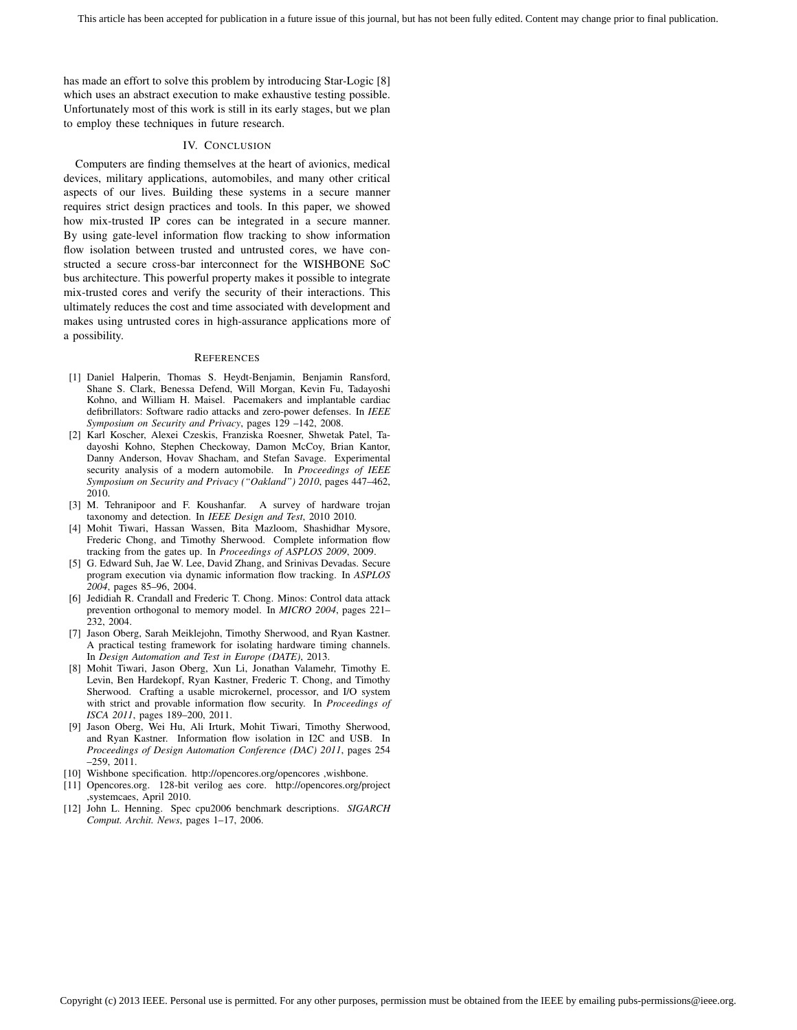has made an effort to solve this problem by introducing Star-Logic [8] which uses an abstract execution to make exhaustive testing possible. Unfortunately most of this work is still in its early stages, but we plan to employ these techniques in future research.

## IV. Conclusion

Computers are finding themselves at the heart of avionics, medical devices, military applications, automobiles, and many other critical aspects of our lives. Building these systems in a secure manner requires strict design practices and tools. In this paper, we showed how mix-trusted IP cores can be integrated in a secure manner. By using gate-level information flow tracking to show information flow isolation between trusted and untrusted cores, we have constructed a secure cross-bar interconnect for the WISHBONE SoC bus architecture. This powerful property makes it possible to integrate mix-trusted cores and verify the security of their interactions. This ultimately reduces the cost and time associated with development and makes using untrusted cores in high-assurance applications more of a possibility.

## References

[1] Daniel Halperin, Thomas S. Heydt-Benjamin, Benjamin Ransford, Shane S. Clark, Benessa Defend, Will Morgan, Kevin Fu, Tadayoshi Kohno, and William H. Maisel. Pacemakers and implantable cardiac defibrillators: Software radio attacks and zero-power defenses. In *IEEE Symposium on Security and Privacy*, pages 129 –142, 2008.

[2] Karl Koscher, Alexei Czeskis, Franziska Roesner, Shwetak Patel, Tadayoshi Kohno, Stephen Checkoway, Damon McCoy, Brian Kantor, Danny Anderson, Hovav Shacham, and Stefan Savage. Experimental security analysis of a modern automobile. In *Proceedings of IEEE Symposium on Security and Privacy ("Oakland") 2010*, pages 447–462, 2010.

[3] M. Tehranipoor and F. Koushanfar. A survey of hardware trojan taxonomy and detection. In *IEEE Design and Test*, 2010 2010.

[4] Mohit Tiwari, Hassan Wassen, Bita Mazloom, Shashidhar Mysore, Frederic Chong, and Timothy Sherwood. Complete information flow tracking from the gates up. In *Proceedings of ASPLOS 2009*, 2009.

[5] G. Edward Suh, Jae W. Lee, David Zhang, and Srinivas Devadas. Secure program execution via dynamic information flow tracking. In *ASPLOS 2004*, pages 85–96, 2004.

[6] Jedidiah R. Crandall and Frederic T. Chong. Minos: Control data attack prevention orthogonal to memory model. In *MICRO 2004*, pages 221–232, 2004.

[7] Jason Oberg, Sarah Meiklejohn, Timothy Sherwood, and Ryan Kastner. A practical testing framework for isolating hardware timing channels. In *Design Automation and Test in Europe (DATE)*, 2013.

[8] Mohit Tiwari, Jason Oberg, Xun Li, Jonathan Valamehr, Timothy E. Levin, Ben Hardekopf, Ryan Kastner, Frederic T. Chong, and Timothy Sherwood. Crafting a usable microkernel, processor, and I/O system with strict and provable information flow security. In *Proceedings of ISCA 2011*, pages 189–200, 2011.

[9] Jason Oberg, Wei Hu, Ali Irturk, Mohit Tiwari, Timothy Sherwood, and Ryan Kastner. Information flow isolation in I2C and USB. In *Proceedings of Design Automation Conference (DAC) 2011*, pages 254 –259, 2011.

[10] Wishbone specification. http://opencores.org/opencores ,wishbone.

[11] Opencores.org. 128-bit verilog aes core. http://opencores.org/project ,systemcaes, April 2010.

[12] John L. Henning. Spec cpu2006 benchmark descriptions. *SIGARCH Comput. Archit. News*, pages 1–17, 2006.